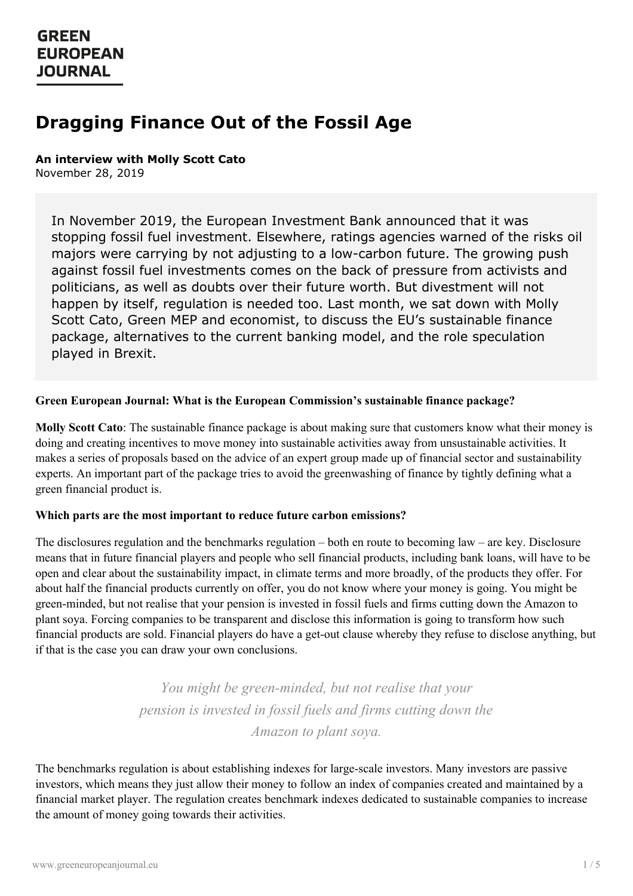GREEN EUROPEAN JOURNAL

# Dragging Finance Out of the Fossil Age

**An interview with Molly Scott Cato**
November 28, 2019

> In November 2019, the European Investment Bank announced that it was stopping fossil fuel investment. Elsewhere, ratings agencies warned of the risks oil majors were carrying by not adjusting to a low-carbon future. The growing push against fossil fuel investments comes on the back of pressure from activists and politicians, as well as doubts over their future worth. But divestment will not happen by itself, regulation is needed too. Last month, we sat down with Molly Scott Cato, Green MEP and economist, to discuss the EU's sustainable finance package, alternatives to the current banking model, and the role speculation played in Brexit.

**Green European Journal: What is the European Commission's sustainable finance package?**

**Molly Scott Cato**: The sustainable finance package is about making sure that customers know what their money is doing and creating incentives to move money into sustainable activities away from unsustainable activities. It makes a series of proposals based on the advice of an expert group made up of financial sector and sustainability experts. An important part of the package tries to avoid the greenwashing of finance by tightly defining what a green financial product is.

**Which parts are the most important to reduce future carbon emissions?**

The disclosures regulation and the benchmarks regulation – both en route to becoming law – are key. Disclosure means that in future financial players and people who sell financial products, including bank loans, will have to be open and clear about the sustainability impact, in climate terms and more broadly, of the products they offer. For about half the financial products currently on offer, you do not know where your money is going. You might be green-minded, but not realise that your pension is invested in fossil fuels and firms cutting down the Amazon to plant soya. Forcing companies to be transparent and disclose this information is going to transform how such financial products are sold. Financial players do have a get-out clause whereby they refuse to disclose anything, but if that is the case you can draw your own conclusions.

> *You might be green-minded, but not realise that your pension is invested in fossil fuels and firms cutting down the Amazon to plant soya.*

The benchmarks regulation is about establishing indexes for large-scale investors. Many investors are passive investors, which means they just allow their money to follow an index of companies created and maintained by a financial market player. The regulation creates benchmark indexes dedicated to sustainable companies to increase the amount of money going towards their activities.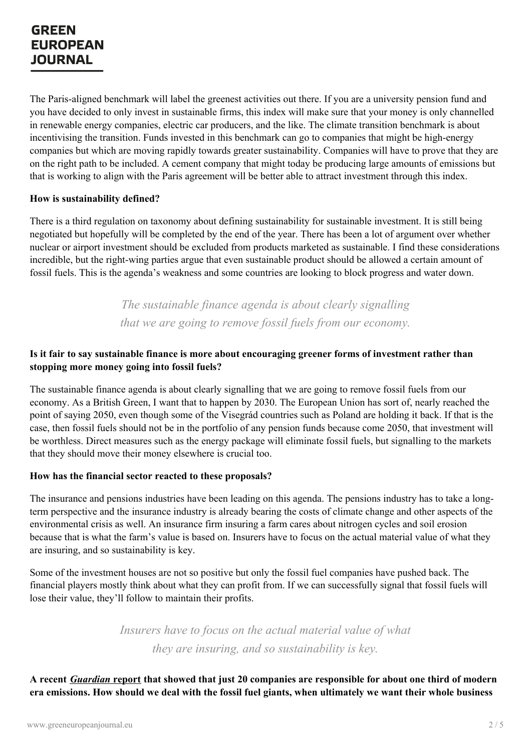The Paris-aligned benchmark will label the greenest activities out there. If you are a university pension fund and you have decided to only invest in sustainable firms, this index will make sure that your money is only channelled in renewable energy companies, electric car producers, and the like. The climate transition benchmark is about incentivising the transition. Funds invested in this benchmark can go to companies that might be high-energy companies but which are moving rapidly towards greater sustainability. Companies will have to prove that they are on the right path to be included. A cement company that might today be producing large amounts of emissions but that is working to align with the Paris agreement will be better able to attract investment through this index.

**How is sustainability defined?**

There is a third regulation on taxonomy about defining sustainability for sustainable investment. It is still being negotiated but hopefully will be completed by the end of the year. There has been a lot of argument over whether nuclear or airport investment should be excluded from products marketed as sustainable. I find these considerations incredible, but the right-wing parties argue that even sustainable product should be allowed a certain amount of fossil fuels. This is the agenda's weakness and some countries are looking to block progress and water down.

> *The sustainable finance agenda is about clearly signalling that we are going to remove fossil fuels from our economy.*

**Is it fair to say sustainable finance is more about encouraging greener forms of investment rather than stopping more money going into fossil fuels?**

The sustainable finance agenda is about clearly signalling that we are going to remove fossil fuels from our economy. As a British Green, I want that to happen by 2030. The European Union has sort of, nearly reached the point of saying 2050, even though some of the Visegrád countries such as Poland are holding it back. If that is the case, then fossil fuels should not be in the portfolio of any pension funds because come 2050, that investment will be worthless. Direct measures such as the energy package will eliminate fossil fuels, but signalling to the markets that they should move their money elsewhere is crucial too.

**How has the financial sector reacted to these proposals?**

The insurance and pensions industries have been leading on this agenda. The pensions industry has to take a long-term perspective and the insurance industry is already bearing the costs of climate change and other aspects of the environmental crisis as well. An insurance firm insuring a farm cares about nitrogen cycles and soil erosion because that is what the farm's value is based on. Insurers have to focus on the actual material value of what they are insuring, and so sustainability is key.

Some of the investment houses are not so positive but only the fossil fuel companies have pushed back. The financial players mostly think about what they can profit from. If we can successfully signal that fossil fuels will lose their value, they'll follow to maintain their profits.

> *Insurers have to focus on the actual material value of what they are insuring, and so sustainability is key.*

**A recent *Guardian* report that showed that just 20 companies are responsible for about one third of modern era emissions. How should we deal with the fossil fuel giants, when ultimately we want their whole business**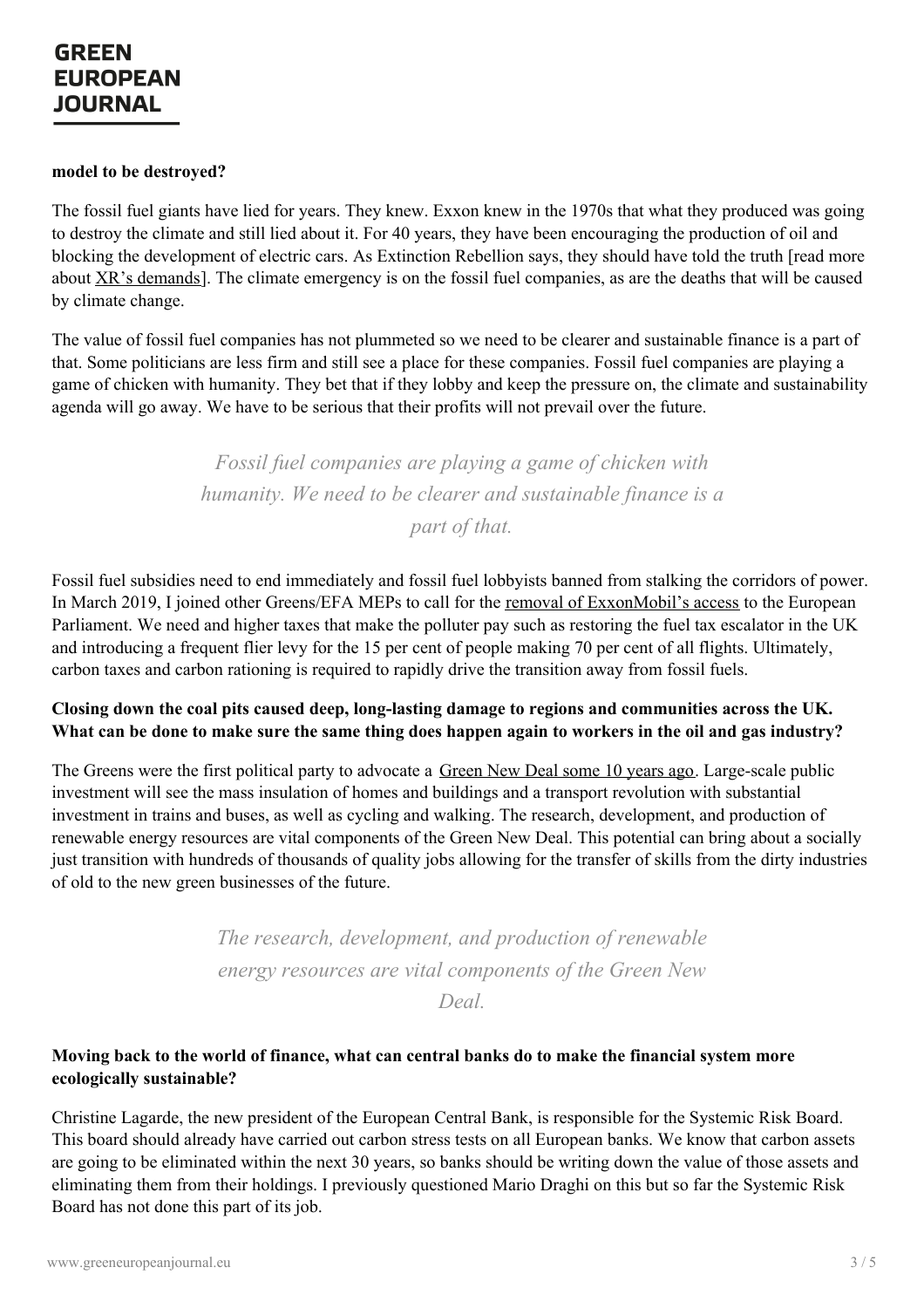**model to be destroyed?**

The fossil fuel giants have lied for years. They knew. Exxon knew in the 1970s that what they produced was going to destroy the climate and still lied about it. For 40 years, they have been encouraging the production of oil and blocking the development of electric cars. As Extinction Rebellion says, they should have told the truth [read more about XR's demands]. The climate emergency is on the fossil fuel companies, as are the deaths that will be caused by climate change.

The value of fossil fuel companies has not plummeted so we need to be clearer and sustainable finance is a part of that. Some politicians are less firm and still see a place for these companies. Fossil fuel companies are playing a game of chicken with humanity. They bet that if they lobby and keep the pressure on, the climate and sustainability agenda will go away. We have to be serious that their profits will not prevail over the future.

> *Fossil fuel companies are playing a game of chicken with humanity. We need to be clearer and sustainable finance is a part of that.*

Fossil fuel subsidies need to end immediately and fossil fuel lobbyists banned from stalking the corridors of power. In March 2019, I joined other Greens/EFA MEPs to call for the removal of ExxonMobil's access to the European Parliament. We need and higher taxes that make the polluter pay such as restoring the fuel tax escalator in the UK and introducing a frequent flier levy for the 15 per cent of people making 70 per cent of all flights. Ultimately, carbon taxes and carbon rationing is required to rapidly drive the transition away from fossil fuels.

**Closing down the coal pits caused deep, long-lasting damage to regions and communities across the UK. What can be done to make sure the same thing does happen again to workers in the oil and gas industry?**

The Greens were the first political party to advocate a Green New Deal some 10 years ago. Large-scale public investment will see the mass insulation of homes and buildings and a transport revolution with substantial investment in trains and buses, as well as cycling and walking. The research, development, and production of renewable energy resources are vital components of the Green New Deal. This potential can bring about a socially just transition with hundreds of thousands of quality jobs allowing for the transfer of skills from the dirty industries of old to the new green businesses of the future.

> *The research, development, and production of renewable energy resources are vital components of the Green New Deal.*

**Moving back to the world of finance, what can central banks do to make the financial system more ecologically sustainable?**

Christine Lagarde, the new president of the European Central Bank, is responsible for the Systemic Risk Board. This board should already have carried out carbon stress tests on all European banks. We know that carbon assets are going to be eliminated within the next 30 years, so banks should be writing down the value of those assets and eliminating them from their holdings. I previously questioned Mario Draghi on this but so far the Systemic Risk Board has not done this part of its job.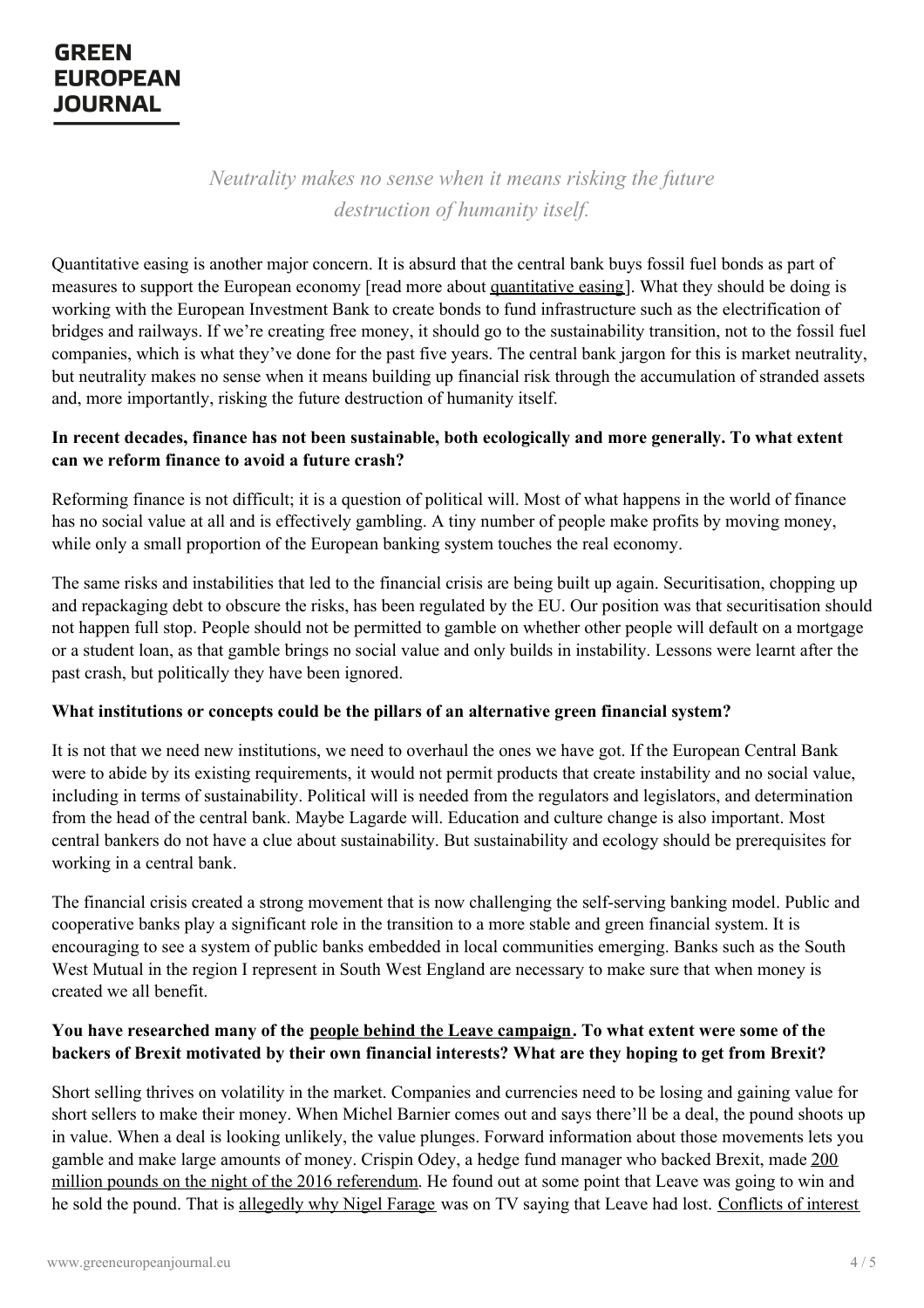*Neutrality makes no sense when it means risking the future destruction of humanity itself.*

Quantitative easing is another major concern. It is absurd that the central bank buys fossil fuel bonds as part of measures to support the European economy [read more about quantitative easing]. What they should be doing is working with the European Investment Bank to create bonds to fund infrastructure such as the electrification of bridges and railways. If we're creating free money, it should go to the sustainability transition, not to the fossil fuel companies, which is what they've done for the past five years. The central bank jargon for this is market neutrality, but neutrality makes no sense when it means building up financial risk through the accumulation of stranded assets and, more importantly, risking the future destruction of humanity itself.

**In recent decades, finance has not been sustainable, both ecologically and more generally. To what extent can we reform finance to avoid a future crash?**

Reforming finance is not difficult; it is a question of political will. Most of what happens in the world of finance has no social value at all and is effectively gambling. A tiny number of people make profits by moving money, while only a small proportion of the European banking system touches the real economy.

The same risks and instabilities that led to the financial crisis are being built up again. Securitisation, chopping up and repackaging debt to obscure the risks, has been regulated by the EU. Our position was that securitisation should not happen full stop. People should not be permitted to gamble on whether other people will default on a mortgage or a student loan, as that gamble brings no social value and only builds in instability. Lessons were learnt after the past crash, but politically they have been ignored.

**What institutions or concepts could be the pillars of an alternative green financial system?**

It is not that we need new institutions, we need to overhaul the ones we have got. If the European Central Bank were to abide by its existing requirements, it would not permit products that create instability and no social value, including in terms of sustainability. Political will is needed from the regulators and legislators, and determination from the head of the central bank. Maybe Lagarde will. Education and culture change is also important. Most central bankers do not have a clue about sustainability. But sustainability and ecology should be prerequisites for working in a central bank.

The financial crisis created a strong movement that is now challenging the self-serving banking model. Public and cooperative banks play a significant role in the transition to a more stable and green financial system. It is encouraging to see a system of public banks embedded in local communities emerging. Banks such as the South West Mutual in the region I represent in South West England are necessary to make sure that when money is created we all benefit.

**You have researched many of the people behind the Leave campaign. To what extent were some of the backers of Brexit motivated by their own financial interests? What are they hoping to get from Brexit?**

Short selling thrives on volatility in the market. Companies and currencies need to be losing and gaining value for short sellers to make their money. When Michel Barnier comes out and says there'll be a deal, the pound shoots up in value. When a deal is looking unlikely, the value plunges. Forward information about those movements lets you gamble and make large amounts of money. Crispin Odey, a hedge fund manager who backed Brexit, made 200 million pounds on the night of the 2016 referendum. He found out at some point that Leave was going to win and he sold the pound. That is allegedly why Nigel Farage was on TV saying that Leave had lost. Conflicts of interest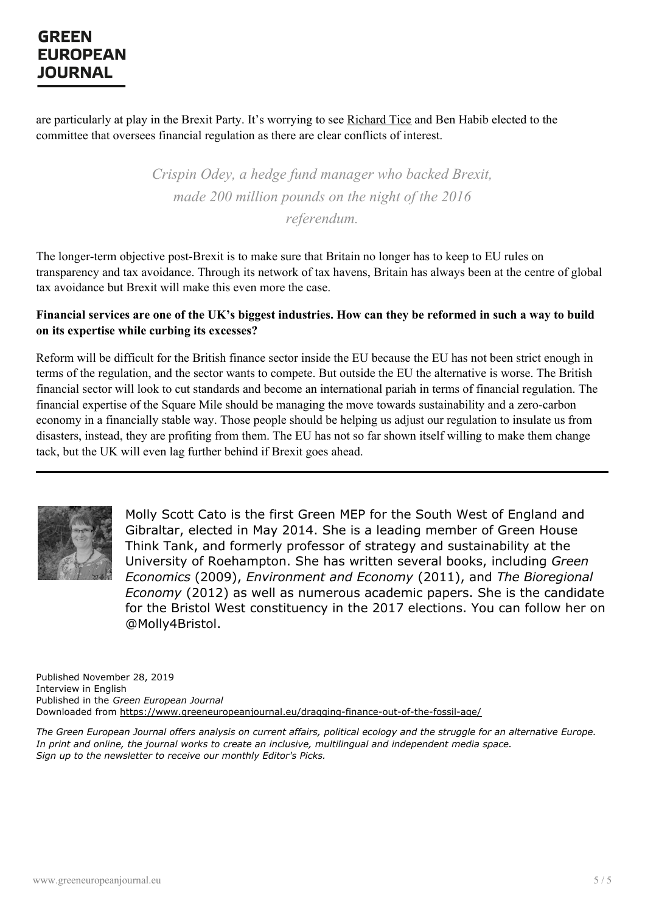are particularly at play in the Brexit Party. It's worrying to see Richard Tice and Ben Habib elected to the committee that oversees financial regulation as there are clear conflicts of interest.

> *Crispin Odey, a hedge fund manager who backed Brexit, made 200 million pounds on the night of the 2016 referendum.*

The longer-term objective post-Brexit is to make sure that Britain no longer has to keep to EU rules on transparency and tax avoidance. Through its network of tax havens, Britain has always been at the centre of global tax avoidance but Brexit will make this even more the case.

**Financial services are one of the UK's biggest industries. How can they be reformed in such a way to build on its expertise while curbing its excesses?**

Reform will be difficult for the British finance sector inside the EU because the EU has not been strict enough in terms of the regulation, and the sector wants to compete. But outside the EU the alternative is worse. The British financial sector will look to cut standards and become an international pariah in terms of financial regulation. The financial expertise of the Square Mile should be managing the move towards sustainability and a zero-carbon economy in a financially stable way. Those people should be helping us adjust our regulation to insulate us from disasters, instead, they are profiting from them. The EU has not so far shown itself willing to make them change tack, but the UK will even lag further behind if Brexit goes ahead.

---

Molly Scott Cato is the first Green MEP for the South West of England and Gibraltar, elected in May 2014. She is a leading member of Green House Think Tank, and formerly professor of strategy and sustainability at the University of Roehampton. She has written several books, including *Green Economics* (2009), *Environment and Economy* (2011), and *The Bioregional Economy* (2012) as well as numerous academic papers. She is the candidate for the Bristol West constituency in the 2017 elections. You can follow her on @Molly4Bristol.

Published November 28, 2019
Interview in English
Published in the *Green European Journal*
Downloaded from https://www.greeneuropeanjournal.eu/dragging-finance-out-of-the-fossil-age/

*The Green European Journal offers analysis on current affairs, political ecology and the struggle for an alternative Europe. In print and online, the journal works to create an inclusive, multilingual and independent media space. Sign up to the newsletter to receive our monthly Editor's Picks.*